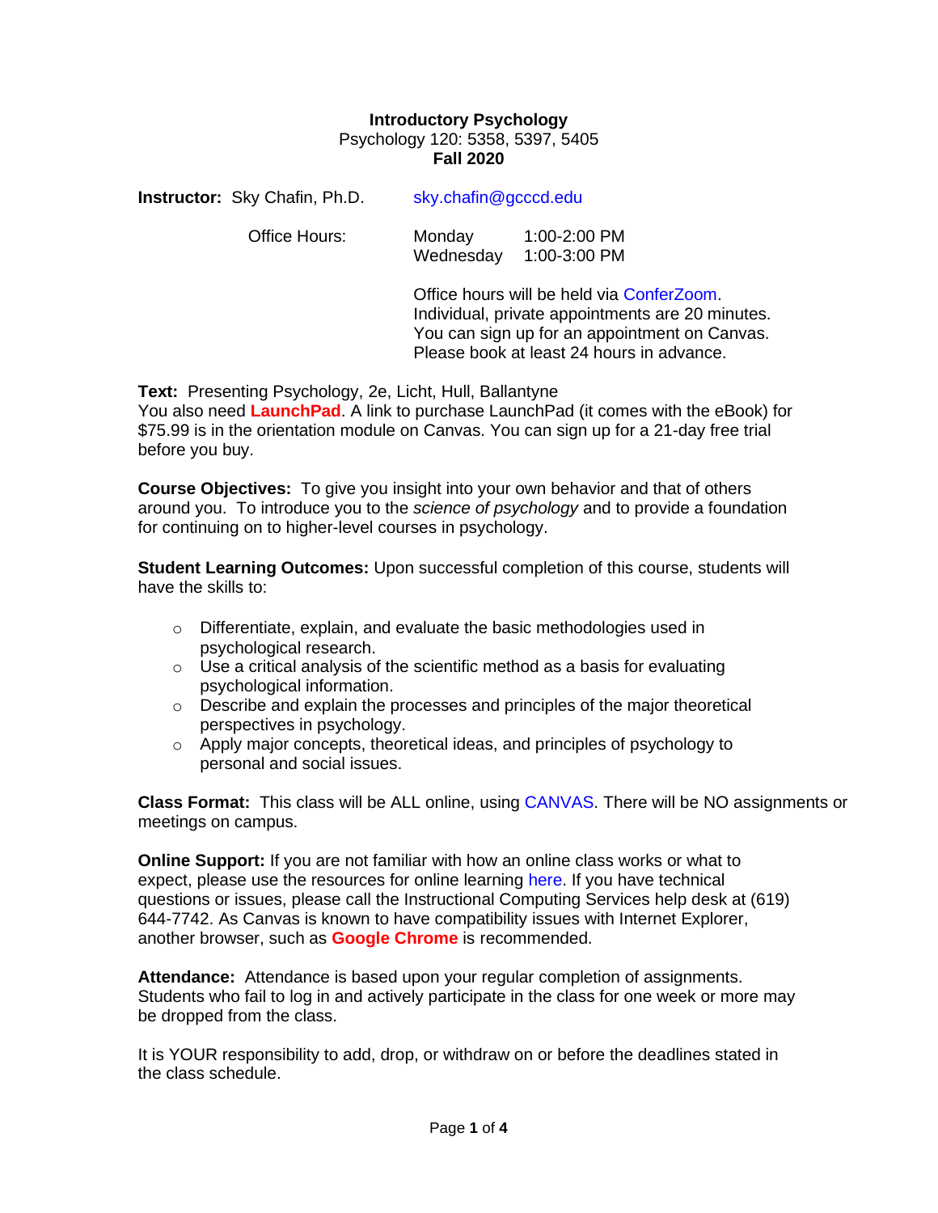**Introductory Psychology**
Psychology 120: 5358, 5397, 5405
**Fall 2020**

**Instructor:** Sky Chafin, Ph.D. sky.chafin@gcccd.edu

Office Hours:

| | |
|---|---|
| Monday | 1:00-2:00 PM |
| Wednesday | 1:00-3:00 PM |

Office hours will be held via ConferZoom.
Individual, private appointments are 20 minutes.
You can sign up for an appointment on Canvas.
Please book at least 24 hours in advance.

**Text:** Presenting Psychology, 2e, Licht, Hull, Ballantyne
You also need **LaunchPad**. A link to purchase LaunchPad (it comes with the eBook) for $75.99 is in the orientation module on Canvas. You can sign up for a 21-day free trial before you buy.

**Course Objectives:** To give you insight into your own behavior and that of others around you. To introduce you to the *science of psychology* and to provide a foundation for continuing on to higher-level courses in psychology.

**Student Learning Outcomes:** Upon successful completion of this course, students will have the skills to:

- Differentiate, explain, and evaluate the basic methodologies used in psychological research.
- Use a critical analysis of the scientific method as a basis for evaluating psychological information.
- Describe and explain the processes and principles of the major theoretical perspectives in psychology.
- Apply major concepts, theoretical ideas, and principles of psychology to personal and social issues.

**Class Format:** This class will be ALL online, using CANVAS. There will be NO assignments or meetings on campus.

**Online Support:** If you are not familiar with how an online class works or what to expect, please use the resources for online learning here. If you have technical questions or issues, please call the Instructional Computing Services help desk at (619) 644-7742. As Canvas is known to have compatibility issues with Internet Explorer, another browser, such as **Google Chrome** is recommended.

**Attendance:** Attendance is based upon your regular completion of assignments. Students who fail to log in and actively participate in the class for one week or more may be dropped from the class.

It is YOUR responsibility to add, drop, or withdraw on or before the deadlines stated in the class schedule.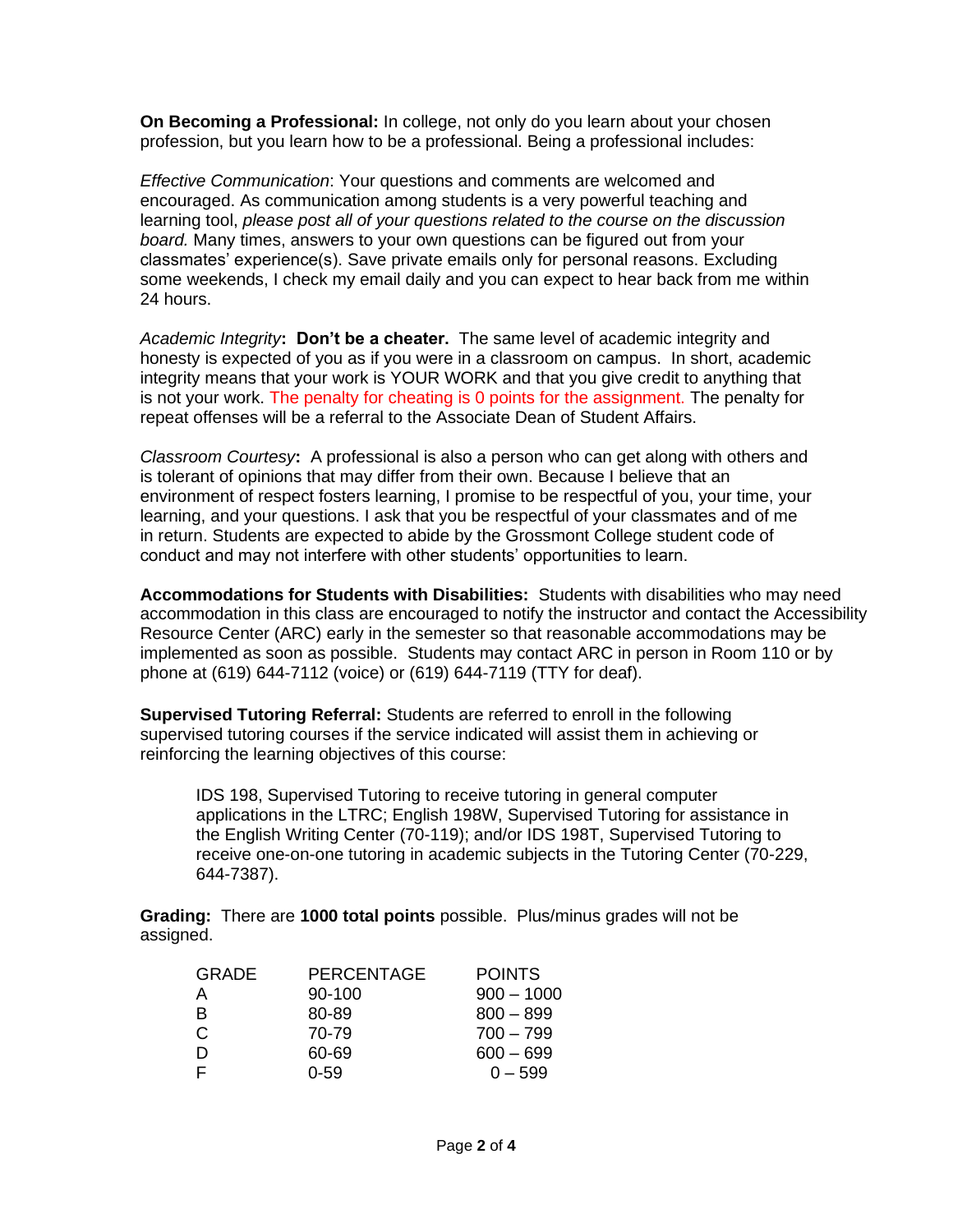**On Becoming a Professional:** In college, not only do you learn about your chosen profession, but you learn how to be a professional. Being a professional includes:

*Effective Communication*: Your questions and comments are welcomed and encouraged. As communication among students is a very powerful teaching and learning tool, *please post all of your questions related to the course on the discussion board.* Many times, answers to your own questions can be figured out from your classmates' experience(s). Save private emails only for personal reasons. Excluding some weekends, I check my email daily and you can expect to hear back from me within 24 hours.

*Academic Integrity***: Don't be a cheater.** The same level of academic integrity and honesty is expected of you as if you were in a classroom on campus. In short, academic integrity means that your work is YOUR WORK and that you give credit to anything that is not your work. The penalty for cheating is 0 points for the assignment. The penalty for repeat offenses will be a referral to the Associate Dean of Student Affairs.

*Classroom Courtesy***:** A professional is also a person who can get along with others and is tolerant of opinions that may differ from their own. Because I believe that an environment of respect fosters learning, I promise to be respectful of you, your time, your learning, and your questions. I ask that you be respectful of your classmates and of me in return. Students are expected to abide by the Grossmont College student code of conduct and may not interfere with other students' opportunities to learn.

**Accommodations for Students with Disabilities:** Students with disabilities who may need accommodation in this class are encouraged to notify the instructor and contact the Accessibility Resource Center (ARC) early in the semester so that reasonable accommodations may be implemented as soon as possible. Students may contact ARC in person in Room 110 or by phone at (619) 644-7112 (voice) or (619) 644-7119 (TTY for deaf).

**Supervised Tutoring Referral:** Students are referred to enroll in the following supervised tutoring courses if the service indicated will assist them in achieving or reinforcing the learning objectives of this course:

> IDS 198, Supervised Tutoring to receive tutoring in general computer applications in the LTRC; English 198W, Supervised Tutoring for assistance in the English Writing Center (70-119); and/or IDS 198T, Supervised Tutoring to receive one-on-one tutoring in academic subjects in the Tutoring Center (70-229, 644-7387).

**Grading:** There are **1000 total points** possible. Plus/minus grades will not be assigned.

| GRADE | PERCENTAGE | POINTS |
|---|---|---|
| A | 90-100 | 900 – 1000 |
| B | 80-89 | 800 – 899 |
| C | 70-79 | 700 – 799 |
| D | 60-69 | 600 – 699 |
| F | 0-59 | 0 – 599 |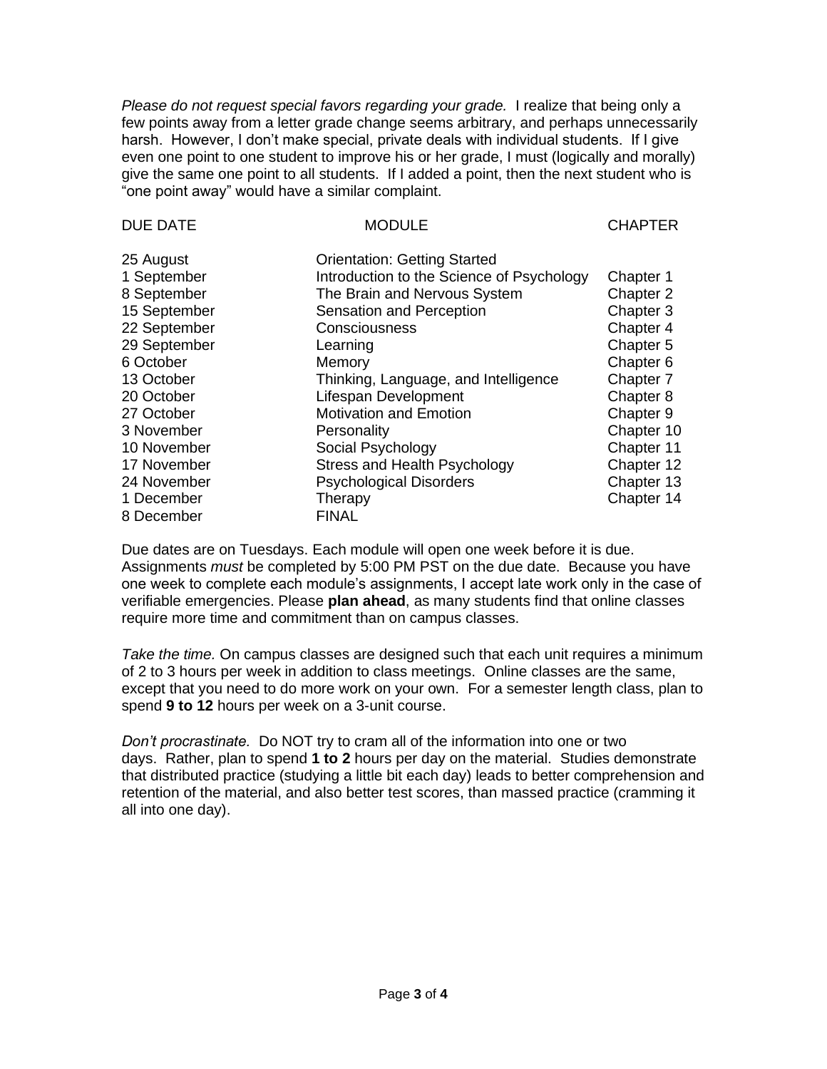*Please do not request special favors regarding your grade.* I realize that being only a few points away from a letter grade change seems arbitrary, and perhaps unnecessarily harsh. However, I don't make special, private deals with individual students. If I give even one point to one student to improve his or her grade, I must (logically and morally) give the same one point to all students. If I added a point, then the next student who is "one point away" would have a similar complaint.

| DUE DATE | MODULE | CHAPTER |
| --- | --- | --- |
| 25 August | Orientation: Getting Started | |
| 1 September | Introduction to the Science of Psychology | Chapter 1 |
| 8 September | The Brain and Nervous System | Chapter 2 |
| 15 September | Sensation and Perception | Chapter 3 |
| 22 September | Consciousness | Chapter 4 |
| 29 September | Learning | Chapter 5 |
| 6 October | Memory | Chapter 6 |
| 13 October | Thinking, Language, and Intelligence | Chapter 7 |
| 20 October | Lifespan Development | Chapter 8 |
| 27 October | Motivation and Emotion | Chapter 9 |
| 3 November | Personality | Chapter 10 |
| 10 November | Social Psychology | Chapter 11 |
| 17 November | Stress and Health Psychology | Chapter 12 |
| 24 November | Psychological Disorders | Chapter 13 |
| 1 December | Therapy | Chapter 14 |
| 8 December | FINAL | |

Due dates are on Tuesdays. Each module will open one week before it is due. Assignments *must* be completed by 5:00 PM PST on the due date. Because you have one week to complete each module's assignments, I accept late work only in the case of verifiable emergencies. Please **plan ahead**, as many students find that online classes require more time and commitment than on campus classes.

*Take the time.* On campus classes are designed such that each unit requires a minimum of 2 to 3 hours per week in addition to class meetings. Online classes are the same, except that you need to do more work on your own. For a semester length class, plan to spend **9 to 12** hours per week on a 3-unit course.

*Don't procrastinate.* Do NOT try to cram all of the information into one or two days. Rather, plan to spend **1 to 2** hours per day on the material. Studies demonstrate that distributed practice (studying a little bit each day) leads to better comprehension and retention of the material, and also better test scores, than massed practice (cramming it all into one day).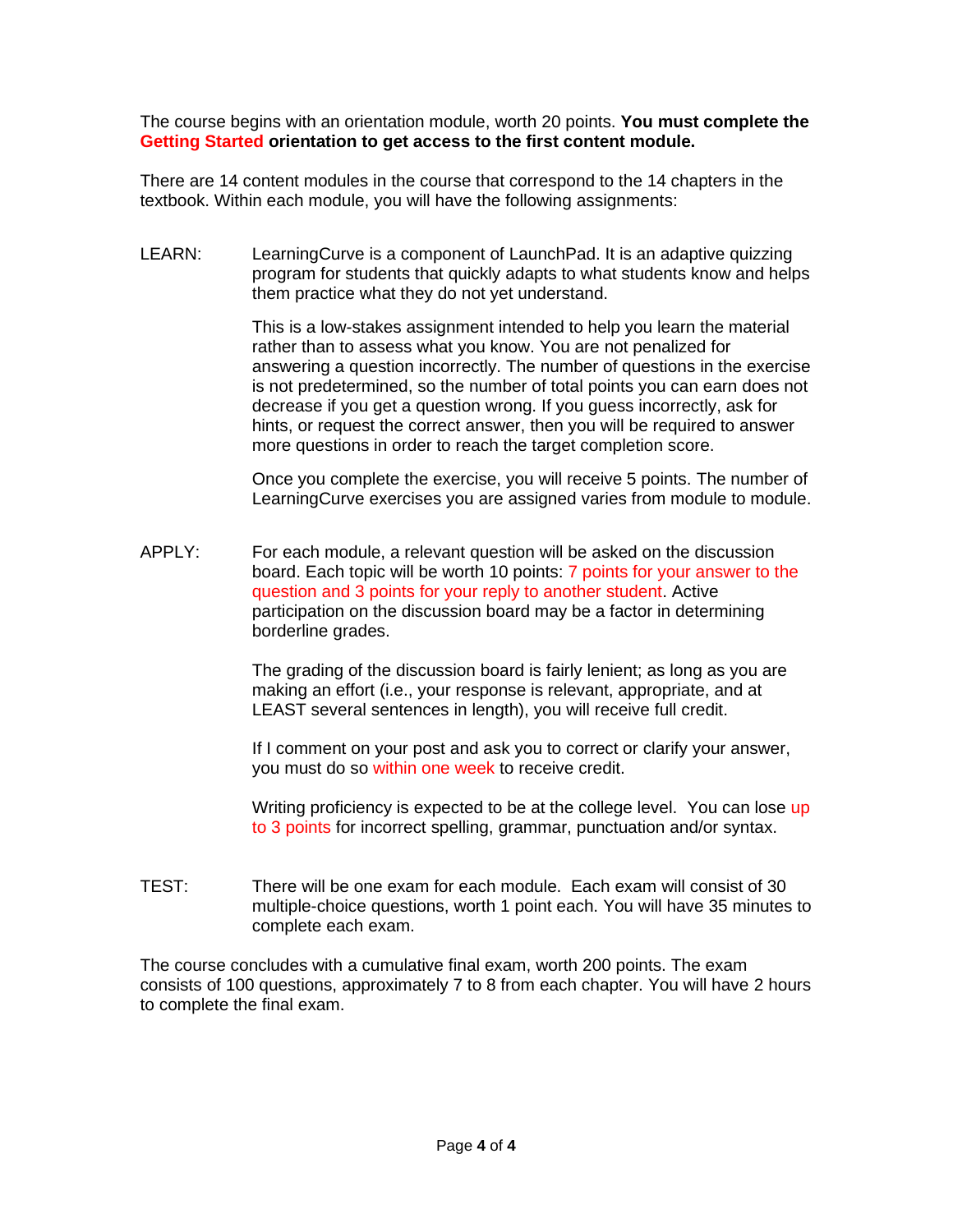The course begins with an orientation module, worth 20 points. **You must complete the Getting Started orientation to get access to the first content module.**

There are 14 content modules in the course that correspond to the 14 chapters in the textbook. Within each module, you will have the following assignments:

LEARN: LearningCurve is a component of LaunchPad. It is an adaptive quizzing program for students that quickly adapts to what students know and helps them practice what they do not yet understand.

This is a low-stakes assignment intended to help you learn the material rather than to assess what you know. You are not penalized for answering a question incorrectly. The number of questions in the exercise is not predetermined, so the number of total points you can earn does not decrease if you get a question wrong. If you guess incorrectly, ask for hints, or request the correct answer, then you will be required to answer more questions in order to reach the target completion score.

Once you complete the exercise, you will receive 5 points. The number of LearningCurve exercises you are assigned varies from module to module.

APPLY: For each module, a relevant question will be asked on the discussion board. Each topic will be worth 10 points: 7 points for your answer to the question and 3 points for your reply to another student. Active participation on the discussion board may be a factor in determining borderline grades.

The grading of the discussion board is fairly lenient; as long as you are making an effort (i.e., your response is relevant, appropriate, and at LEAST several sentences in length), you will receive full credit.

If I comment on your post and ask you to correct or clarify your answer, you must do so within one week to receive credit.

Writing proficiency is expected to be at the college level. You can lose up to 3 points for incorrect spelling, grammar, punctuation and/or syntax.

TEST: There will be one exam for each module. Each exam will consist of 30 multiple-choice questions, worth 1 point each. You will have 35 minutes to complete each exam.

The course concludes with a cumulative final exam, worth 200 points. The exam consists of 100 questions, approximately 7 to 8 from each chapter. You will have 2 hours to complete the final exam.